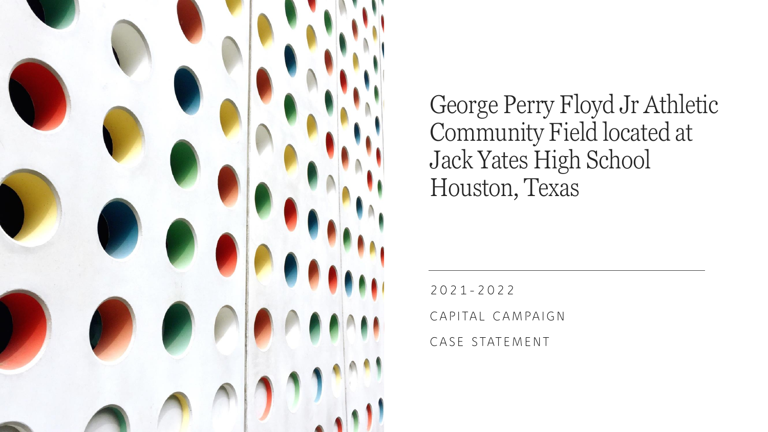# George Perry Floyd Jr Athletic Community Field located at Jack Yates High School Houston, Texas

2021-2022

CAPITAL CAMPAIGN

CASE STATEMENT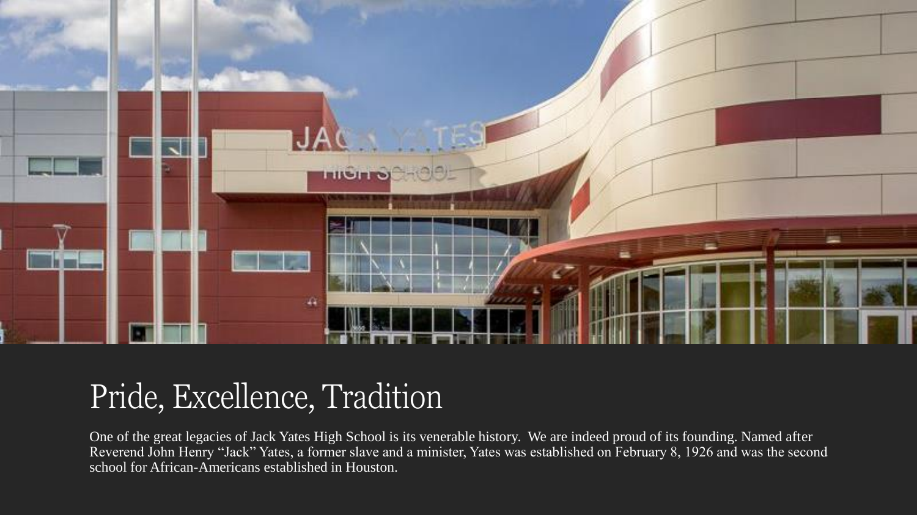# Pride, Excellence, Tradition

One of the great legacies of Jack Yates High School is its venerable history. We are indeed proud of its founding. Named after Reverend John Henry "Jack" Yates, a former slave and a minister, Yates was established on February 8, 1926 and was the second school for African-Americans established in Houston.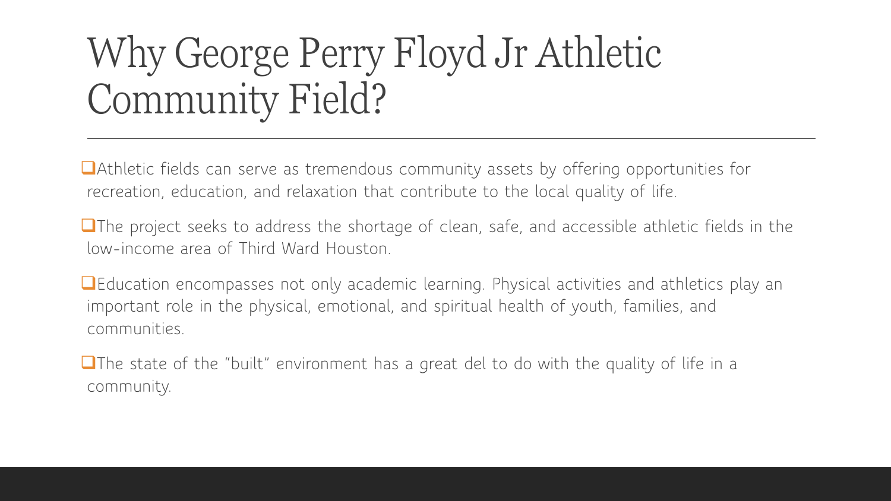# Why George Perry Floyd Jr Athletic Community Field?

- Athletic fields can serve as tremendous community assets by offering opportunities for recreation, education, and relaxation that contribute to the local quality of life.
- The project seeks to address the shortage of clean, safe, and accessible athletic fields in the low-income area of Third Ward Houston.
- Education encompasses not only academic learning. Physical activities and athletics play an important role in the physical, emotional, and spiritual health of youth, families, and communities.
- The state of the "built" environment has a great del to do with the quality of life in a community.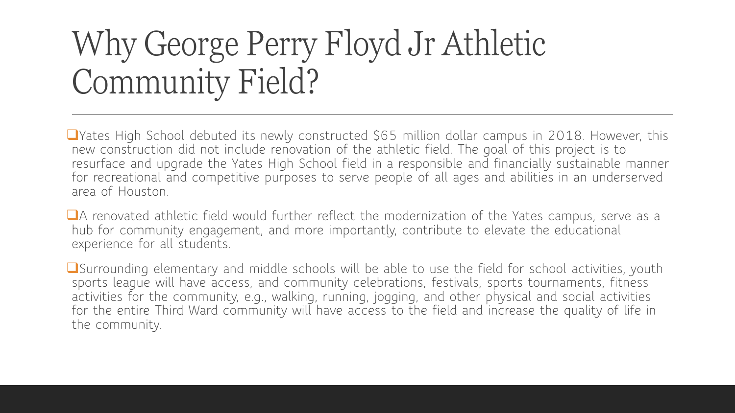# Why George Perry Floyd Jr Athletic Community Field?

- Yates High School debuted its newly constructed $65 million dollar campus in 2018. However, this new construction did not include renovation of the athletic field. The goal of this project is to resurface and upgrade the Yates High School field in a responsible and financially sustainable manner for recreational and competitive purposes to serve people of all ages and abilities in an underserved area of Houston.
- A renovated athletic field would further reflect the modernization of the Yates campus, serve as a hub for community engagement, and more importantly, contribute to elevate the educational experience for all students.
- Surrounding elementary and middle schools will be able to use the field for school activities, youth sports league will have access, and community celebrations, festivals, sports tournaments, fitness activities for the community, e.g., walking, running, jogging, and other physical and social activities for the entire Third Ward community will have access to the field and increase the quality of life in the community.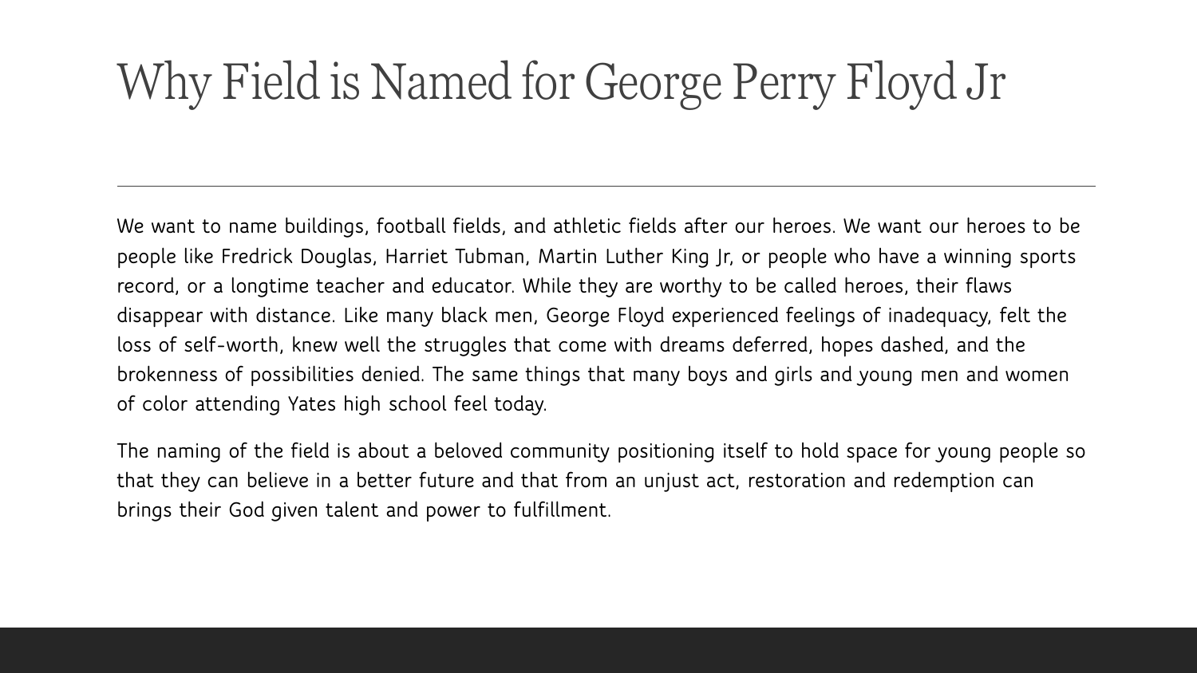# Why Field is Named for George Perry Floyd Jr

---

We want to name buildings, football fields, and athletic fields after our heroes. We want our heroes to be people like Fredrick Douglas, Harriet Tubman, Martin Luther King Jr, or people who have a winning sports record, or a longtime teacher and educator. While they are worthy to be called heroes, their flaws disappear with distance. Like many black men, George Floyd experienced feelings of inadequacy, felt the loss of self-worth, knew well the struggles that come with dreams deferred, hopes dashed, and the brokenness of possibilities denied. The same things that many boys and girls and young men and women of color attending Yates high school feel today.

The naming of the field is about a beloved community positioning itself to hold space for young people so that they can believe in a better future and that from an unjust act, restoration and redemption can brings their God given talent and power to fulfillment.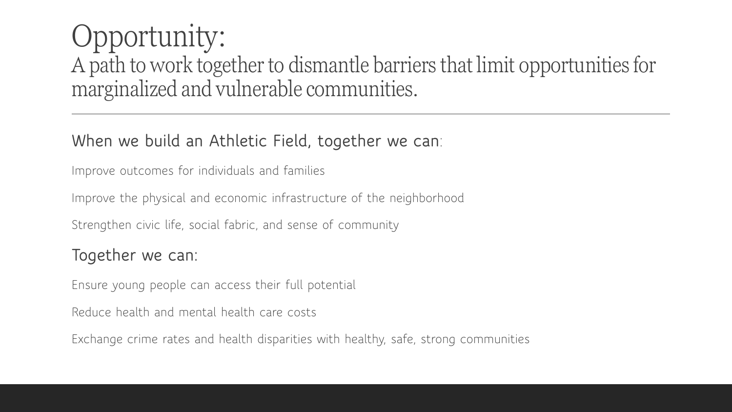# Opportunity:

## A path to work together to dismantle barriers that limit opportunities for marginalized and vulnerable communities.

---

### When we build an Athletic Field, together we can:

Improve outcomes for individuals and families

Improve the physical and economic infrastructure of the neighborhood

Strengthen civic life, social fabric, and sense of community

### Together we can:

Ensure young people can access their full potential

Reduce health and mental health care costs

Exchange crime rates and health disparities with healthy, safe, strong communities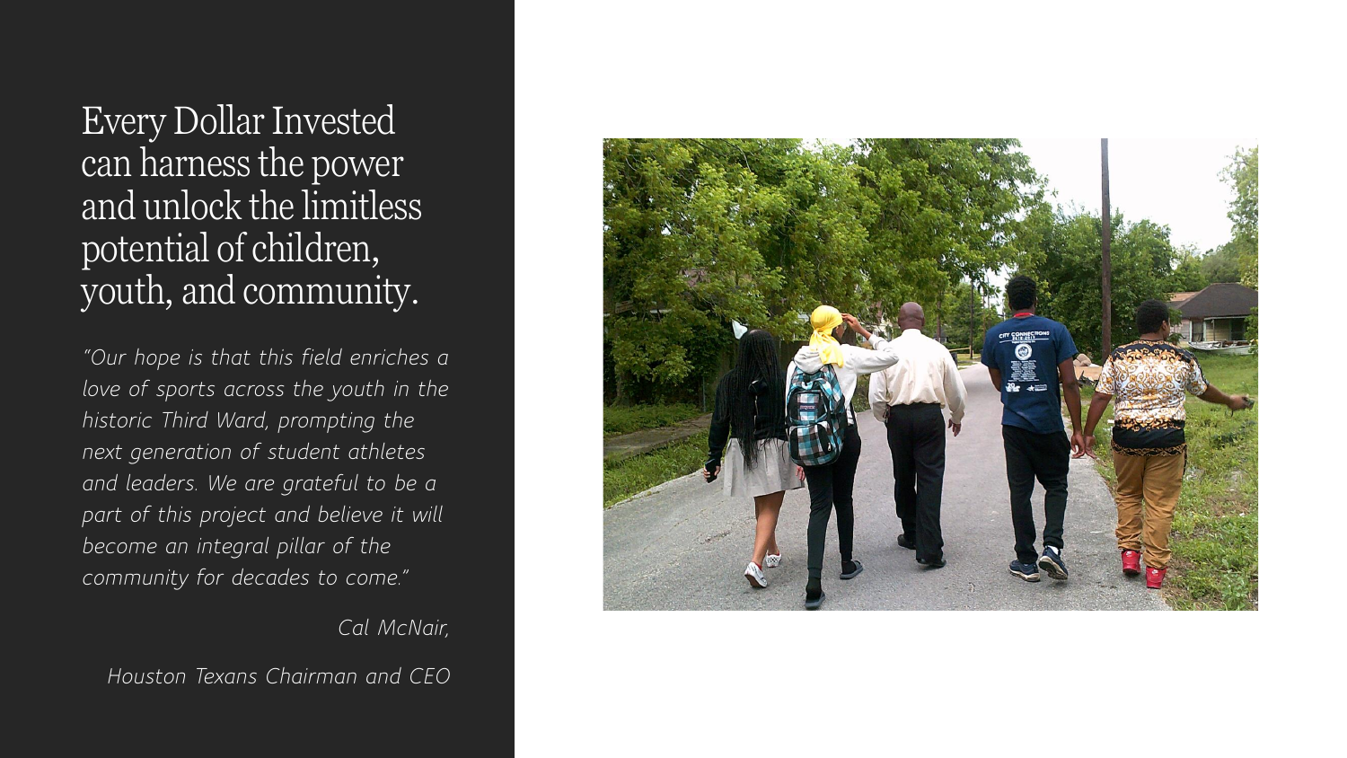# Every Dollar Invested can harness the power and unlock the limitless potential of children, youth, and community.

*"Our hope is that this field enriches a love of sports across the youth in the historic Third Ward, prompting the next generation of student athletes and leaders. We are grateful to be a part of this project and believe it will become an integral pillar of the community for decades to come."*

*Cal McNair,*

*Houston Texans Chairman and CEO*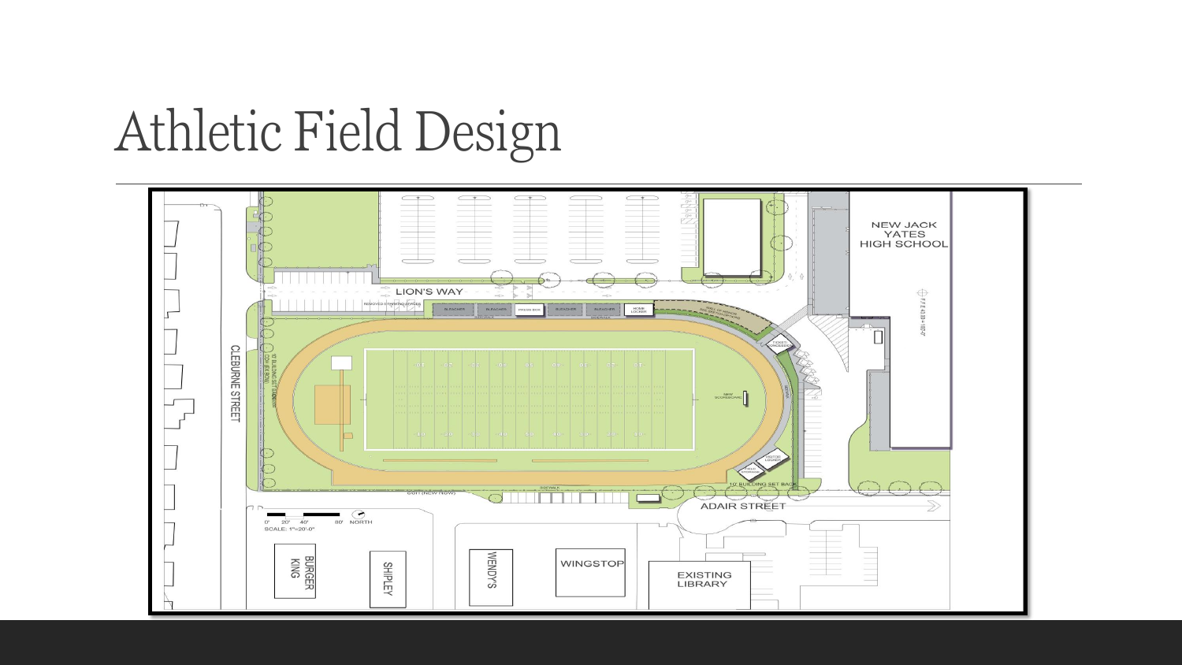# Athletic Field Design

LION'S WAY

CLEBURNE STREET

NEW JACK YATES HIGH SCHOOL

ADAIR STREET

BURGER KING

SHIPLEY

WENDY'S

WINGSTOP

EXISTING LIBRARY

SCALE: 1"=20'-0"

NORTH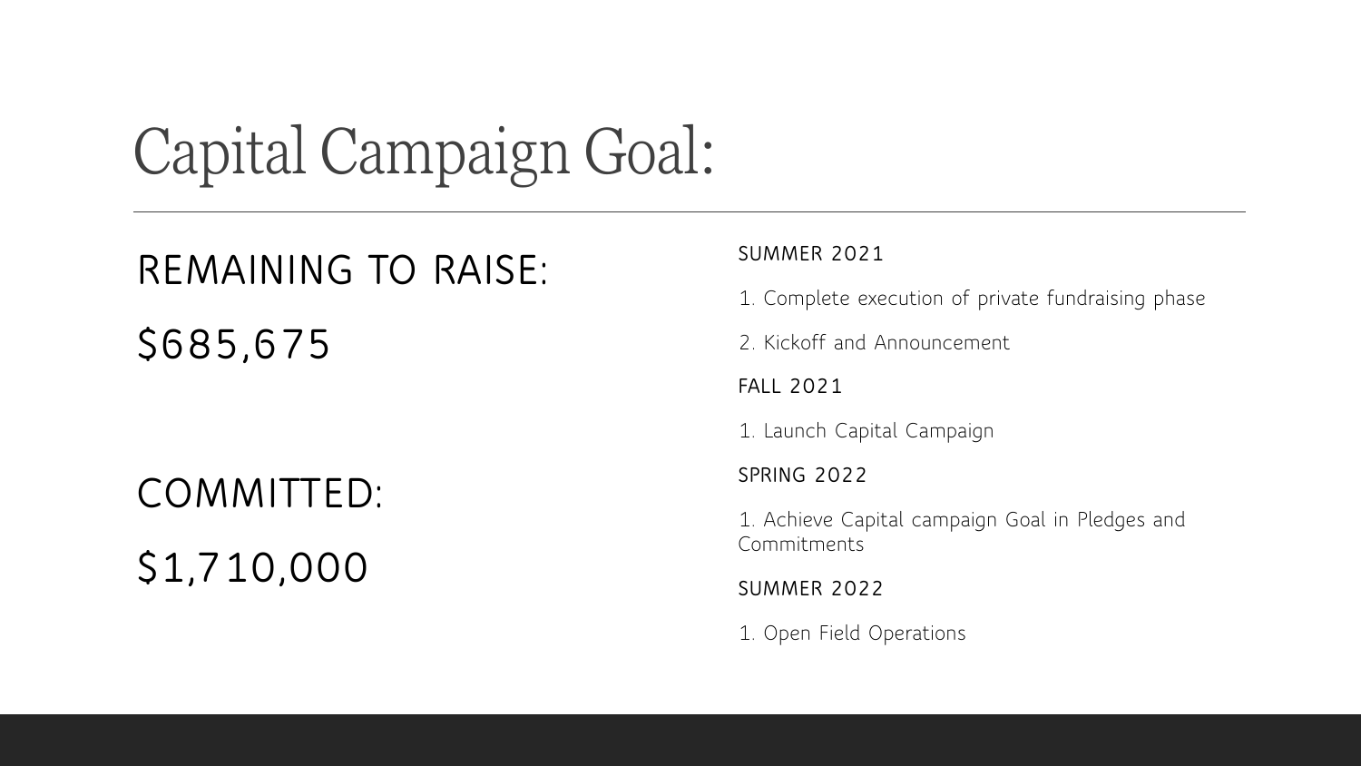# Capital Campaign Goal:

## REMAINING TO RAISE:

## $685,675

## COMMITTED:

## $1,710,000

SUMMER 2021

1. Complete execution of private fundraising phase
2. Kickoff and Announcement

FALL 2021

1. Launch Capital Campaign

SPRING 2022

1. Achieve Capital campaign Goal in Pledges and Commitments

SUMMER 2022

1. Open Field Operations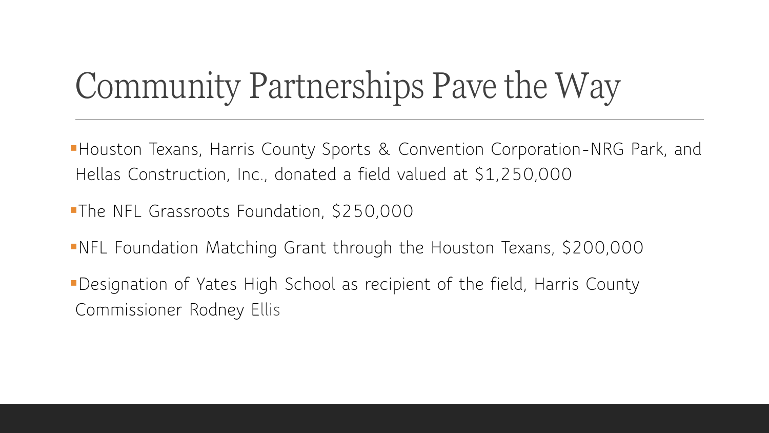# Community Partnerships Pave the Way

- Houston Texans, Harris County Sports & Convention Corporation-NRG Park, and Hellas Construction, Inc., donated a field valued at $1,250,000
- The NFL Grassroots Foundation, $250,000
- NFL Foundation Matching Grant through the Houston Texans, $200,000
- Designation of Yates High School as recipient of the field, Harris County Commissioner Rodney Ellis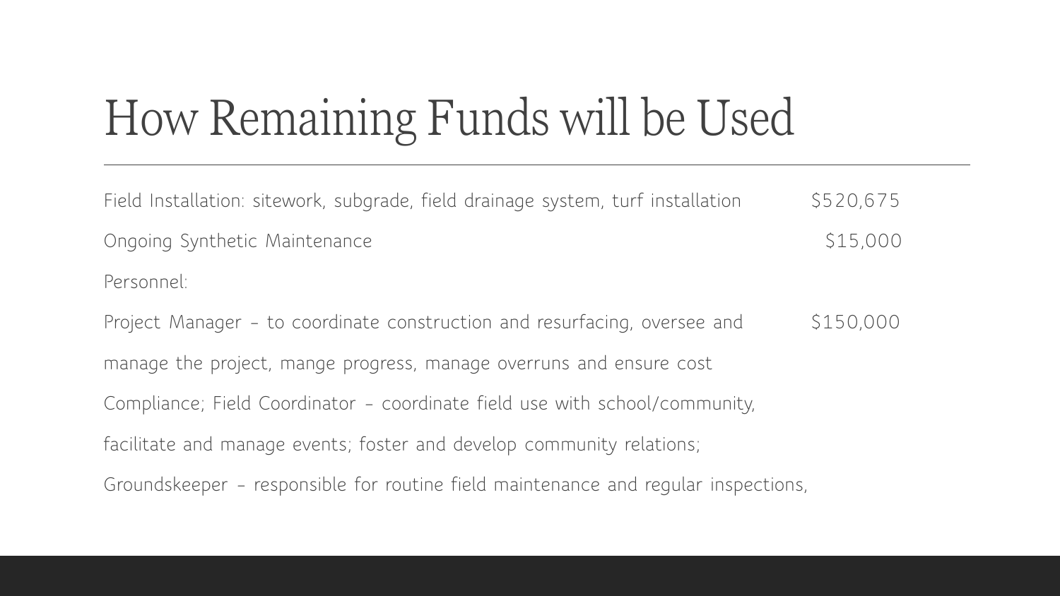# How Remaining Funds will be Used

| | |
|---|---|
| Field Installation: sitework, subgrade, field drainage system, turf installation | $520,675 |
| Ongoing Synthetic Maintenance | $15,000 |
| Personnel: | |
| Project Manager – to coordinate construction and resurfacing, oversee and manage the project, mange progress, manage overruns and ensure cost Compliance; Field Coordinator – coordinate field use with school/community, facilitate and manage events; foster and develop community relations; Groundskeeper – responsible for routine field maintenance and regular inspections, | $150,000 |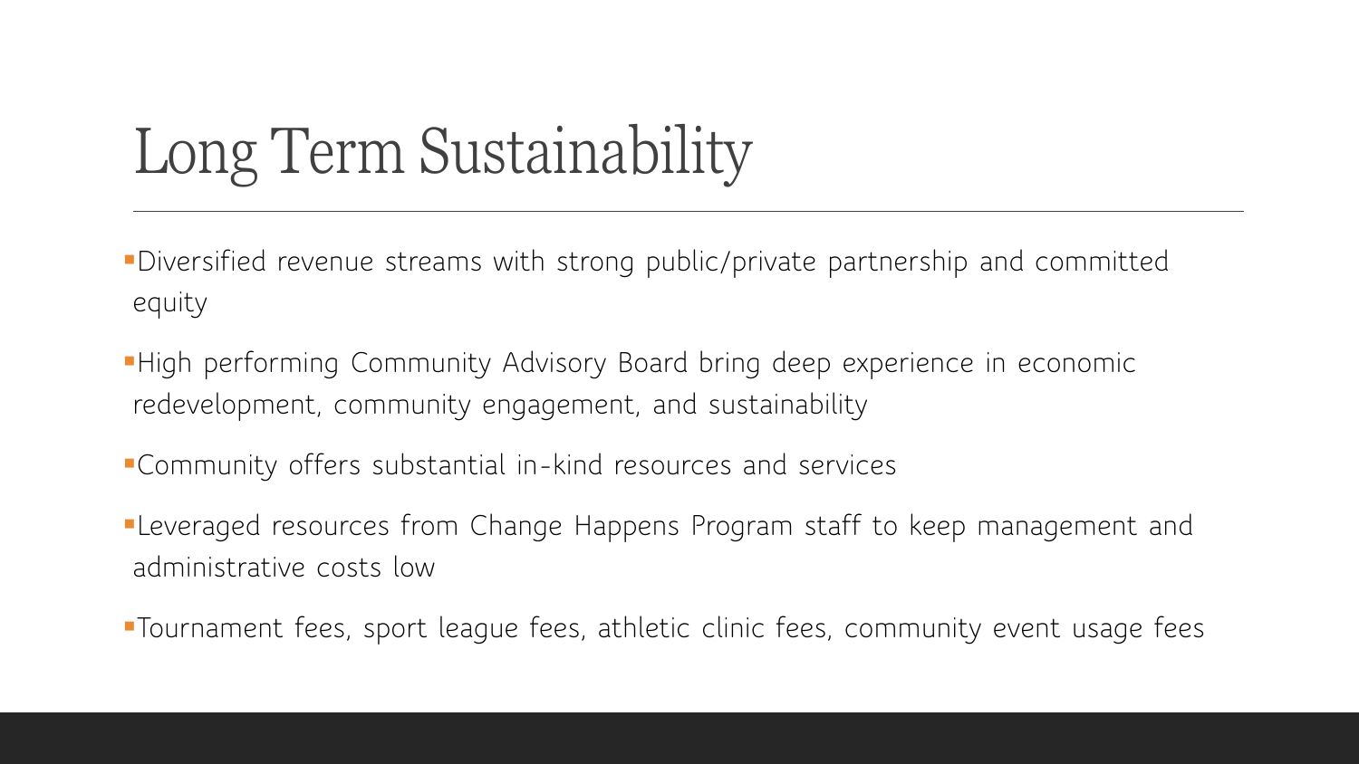# Long Term Sustainability

- Diversified revenue streams with strong public/private partnership and committed equity
- High performing Community Advisory Board bring deep experience in economic redevelopment, community engagement, and sustainability
- Community offers substantial in-kind resources and services
- Leveraged resources from Change Happens Program staff to keep management and administrative costs low
- Tournament fees, sport league fees, athletic clinic fees, community event usage fees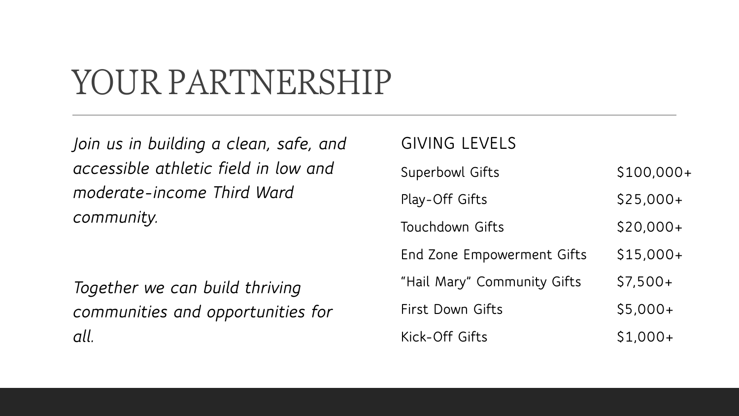# YOUR PARTNERSHIP

*Join us in building a clean, safe, and accessible athletic field in low and moderate-income Third Ward community.*

*Together we can build thriving communities and opportunities for all.*

## GIVING LEVELS

| Level | Amount |
| --- | --- |
| Superbowl Gifts | $100,000+ |
| Play-Off Gifts | $25,000+ |
| Touchdown Gifts | $20,000+ |
| End Zone Empowerment Gifts | $15,000+ |
| "Hail Mary" Community Gifts | $7,500+ |
| First Down Gifts | $5,000+ |
| Kick-Off Gifts | $1,000+ |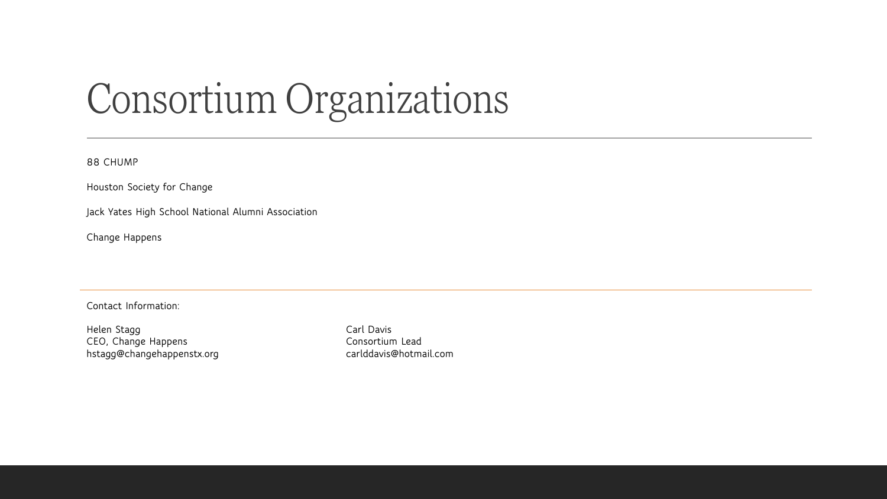# Consortium Organizations

88 CHUMP

Houston Society for Change

Jack Yates High School National Alumni Association

Change Happens

Contact Information:

Helen Stagg
CEO, Change Happens
hstagg@changehappenstx.org

Carl Davis
Consortium Lead
carlddavis@hotmail.com